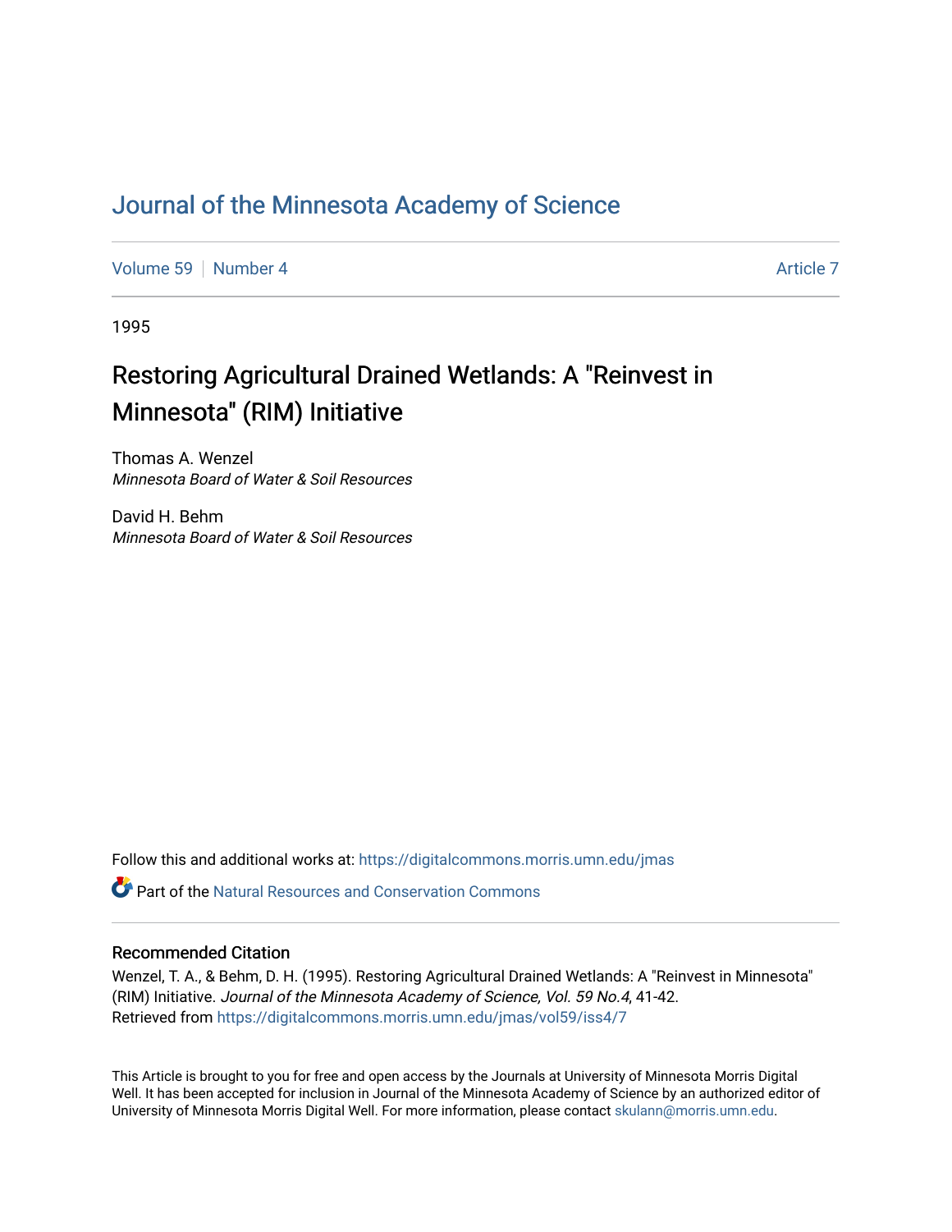# Journal of the Minnesota Academy of Science

Volume 59 | Number 4 | Article 7

1995

## Restoring Agricultural Drained Wetlands: A "Reinvest in Minnesota" (RIM) Initiative

Thomas A. Wenzel
*Minnesota Board of Water & Soil Resources*

David H. Behm
*Minnesota Board of Water & Soil Resources*

Follow this and additional works at: https://digitalcommons.morris.umn.edu/jmas

Part of the Natural Resources and Conservation Commons

### Recommended Citation

Wenzel, T. A., & Behm, D. H. (1995). Restoring Agricultural Drained Wetlands: A "Reinvest in Minnesota" (RIM) Initiative. *Journal of the Minnesota Academy of Science, Vol. 59 No.4*, 41-42.
Retrieved from https://digitalcommons.morris.umn.edu/jmas/vol59/iss4/7

This Article is brought to you for free and open access by the Journals at University of Minnesota Morris Digital Well. It has been accepted for inclusion in Journal of the Minnesota Academy of Science by an authorized editor of University of Minnesota Morris Digital Well. For more information, please contact skulann@morris.umn.edu.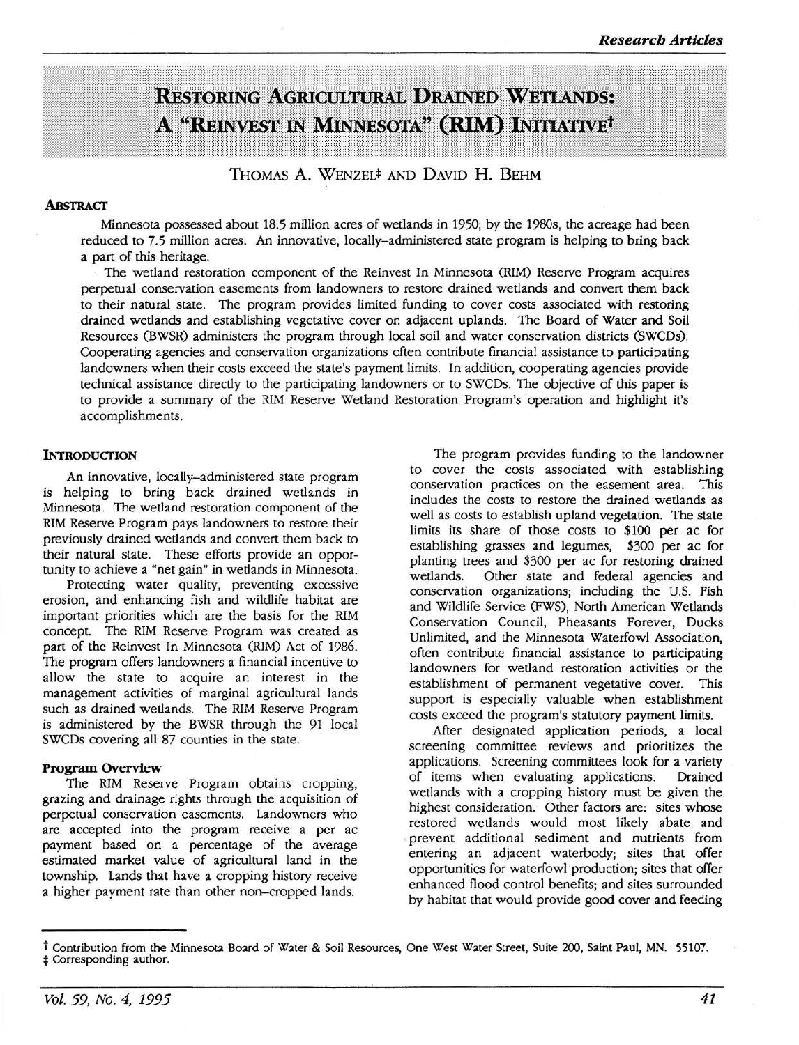# Restoring Agricultural Drained Wetlands: A "Reinvest in Minnesota" (RIM) Initiative[†]

Thomas A. Wenzel[‡] and David H. Behm

## Abstract

Minnesota possessed about 18.5 million acres of wetlands in 1950; by the 1980s, the acreage had been reduced to 7.5 million acres. An innovative, locally–administered state program is helping to bring back a part of this heritage.

The wetland restoration component of the Reinvest In Minnesota (RIM) Reserve Program acquires perpetual conservation easements from landowners to restore drained wetlands and convert them back to their natural state. The program provides limited funding to cover costs associated with restoring drained wetlands and establishing vegetative cover on adjacent uplands. The Board of Water and Soil Resources (BWSR) administers the program through local soil and water conservation districts (SWCDs). Cooperating agencies and conservation organizations often contribute financial assistance to participating landowners when their costs exceed the state's payment limits. In addition, cooperating agencies provide technical assistance directly to the participating landowners or to SWCDs. The objective of this paper is to provide a summary of the RIM Reserve Wetland Restoration Program's operation and highlight it's accomplishments.

## Introduction

An innovative, locally–administered state program is helping to bring back drained wetlands in Minnesota. The wetland restoration component of the RIM Reserve Program pays landowners to restore their previously drained wetlands and convert them back to their natural state. These efforts provide an opportunity to achieve a "net gain" in wetlands in Minnesota.

Protecting water quality, preventing excessive erosion, and enhancing fish and wildlife habitat are important priorities which are the basis for the RIM concept. The RIM Reserve Program was created as part of the Reinvest In Minnesota (RIM) Act of 1986. The program offers landowners a financial incentive to allow the state to acquire an interest in the management activities of marginal agricultural lands such as drained wetlands. The RIM Reserve Program is administered by the BWSR through the 91 local SWCDs covering all 87 counties in the state.

### Program Overview

The RIM Reserve Program obtains cropping, grazing and drainage rights through the acquisition of perpetual conservation easements. Landowners who are accepted into the program receive a per ac payment based on a percentage of the average estimated market value of agricultural land in the township. Lands that have a cropping history receive a higher payment rate than other non–cropped lands.

The program provides funding to the landowner to cover the costs associated with establishing conservation practices on the easement area. This includes the costs to restore the drained wetlands as well as costs to establish upland vegetation. The state limits its share of those costs to $100 per ac for establishing grasses and legumes, $300 per ac for planting trees and $300 per ac for restoring drained wetlands. Other state and federal agencies and conservation organizations; including the U.S. Fish and Wildlife Service (FWS), North American Wetlands Conservation Council, Pheasants Forever, Ducks Unlimited, and the Minnesota Waterfowl Association, often contribute financial assistance to participating landowners for wetland restoration activities or the establishment of permanent vegetative cover. This support is especially valuable when establishment costs exceed the program's statutory payment limits.

After designated application periods, a local screening committee reviews and prioritizes the applications. Screening committees look for a variety of items when evaluating applications. Drained wetlands with a cropping history must be given the highest consideration. Other factors are: sites whose restored wetlands would most likely abate and prevent additional sediment and nutrients from entering an adjacent waterbody; sites that offer opportunities for waterfowl production; sites that offer enhanced flood control benefits; and sites surrounded by habitat that would provide good cover and feeding

---

[†] Contribution from the Minnesota Board of Water & Soil Resources, One West Water Street, Suite 200, Saint Paul, MN. 55107.

[‡] Corresponding author.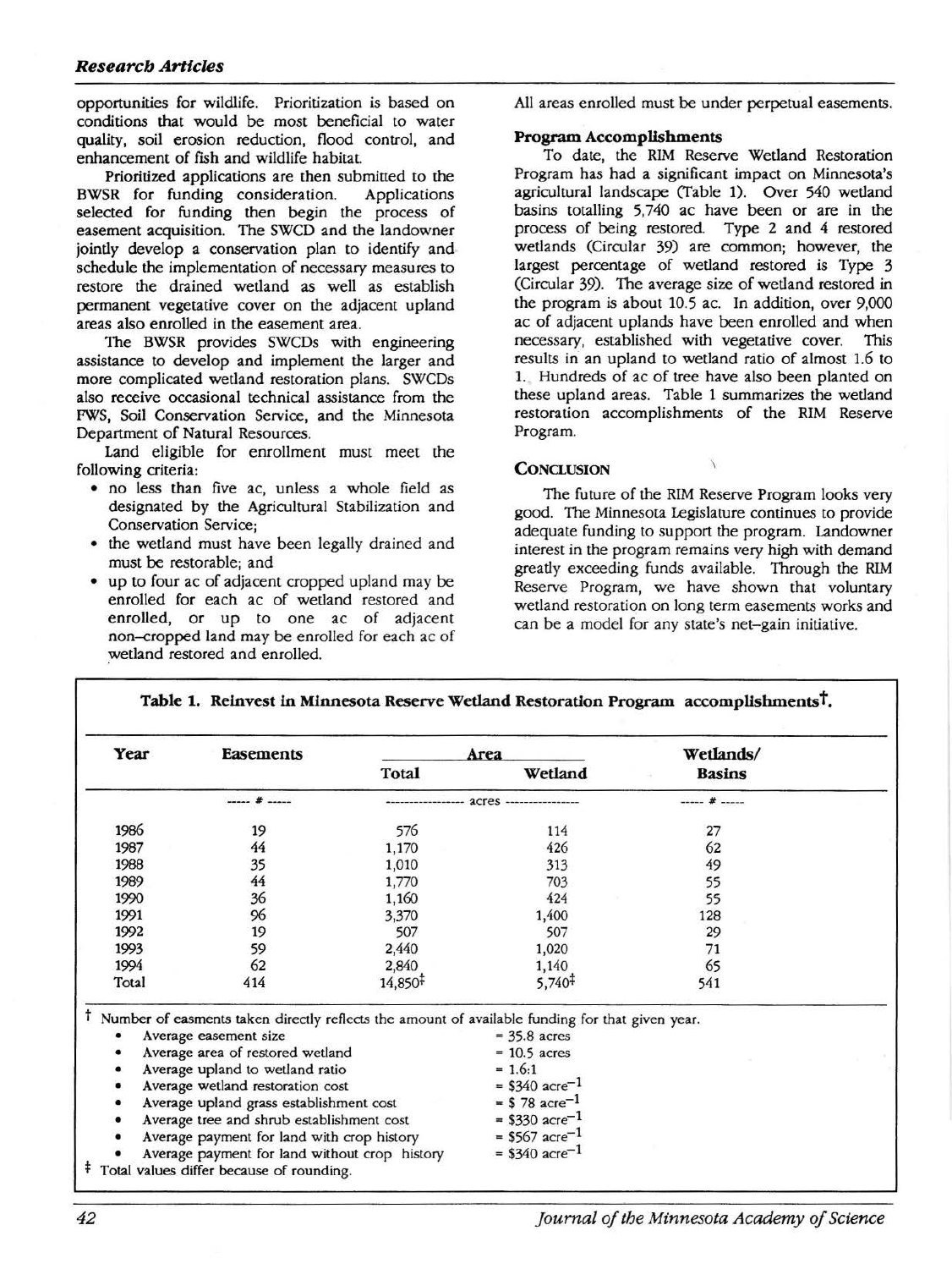opportunities for wildlife. Prioritization is based on conditions that would be most beneficial to water quality, soil erosion reduction, flood control, and enhancement of fish and wildlife habitat.

Prioritized applications are then submitted to the BWSR for funding consideration. Applications selected for funding then begin the process of easement acquisition. The SWCD and the landowner jointly develop a conservation plan to identify and schedule the implementation of necessary measures to restore the drained wetland as well as establish permanent vegetative cover on the adjacent upland areas also enrolled in the easement area.

The BWSR provides SWCDs with engineering assistance to develop and implement the larger and more complicated wetland restoration plans. SWCDs also receive occasional technical assistance from the FWS, Soil Conservation Service, and the Minnesota Department of Natural Resources.

Land eligible for enrollment must meet the following criteria:

- no less than five ac, unless a whole field as designated by the Agricultural Stabilization and Conservation Service;
- the wetland must have been legally drained and must be restorable; and
- up to four ac of adjacent cropped upland may be enrolled for each ac of wetland restored and enrolled, or up to one ac of adjacent non–cropped land may be enrolled for each ac of wetland restored and enrolled.

All areas enrolled must be under perpetual easements.

**Program Accomplishments**

To date, the RIM Reserve Wetland Restoration Program has had a significant impact on Minnesota's agricultural landscape (Table 1). Over 540 wetland basins totalling 5,740 ac have been or are in the process of being restored. Type 2 and 4 restored wetlands (Circular 39) are common; however, the largest percentage of wetland restored is Type 3 (Circular 39). The average size of wetland restored in the program is about 10.5 ac. In addition, over 9,000 ac of adjacent uplands have been enrolled and when necessary, established with vegetative cover. This results in an upland to wetland ratio of almost 1.6 to 1. Hundreds of ac of tree have also been planted on these upland areas. Table 1 summarizes the wetland restoration accomplishments of the RIM Reserve Program.

## Conclusion

The future of the RIM Reserve Program looks very good. The Minnesota Legislature continues to provide adequate funding to support the program. Landowner interest in the program remains very high with demand greatly exceeding funds available. Through the RIM Reserve Program, we have shown that voluntary wetland restoration on long term easements works and can be a model for any state's net–gain initiative.

**Table 1. Reinvest in Minnesota Reserve Wetland Restoration Program accomplishments[†].**

| Year | Easements | Area | | Wetlands/ Basins |
|---|---|---|---|---|
| | | Total | Wetland | |
| | ----- # ----- | ---------- acres ---------- | | ----- # ----- |
| 1986 | 19 | 576 | 114 | 27 |
| 1987 | 44 | 1,170 | 426 | 62 |
| 1988 | 35 | 1,010 | 313 | 49 |
| 1989 | 44 | 1,770 | 703 | 55 |
| 1990 | 36 | 1,160 | 424 | 55 |
| 1991 | 96 | 3,370 | 1,400 | 128 |
| 1992 | 19 | 507 | 507 | 29 |
| 1993 | 59 | 2,440 | 1,020 | 71 |
| 1994 | 62 | 2,840 | 1,140 | 65 |
| Total | 414 | 14,850[‡] | 5,740[‡] | 541 |

[†] Number of easments taken directly reflects the amount of available funding for that given year.

- Average easement size = 35.8 acres
- Average area of restored wetland = 10.5 acres
- Average upland to wetland ratio = 1.6:1
- Average wetland restoration cost = \$340 acre$^{-1}$
- Average upland grass establishment cost = \$ 78 acre$^{-1}$
- Average tree and shrub establishment cost = \$330 acre$^{-1}$
- Average payment for land with crop history = \$567 acre$^{-1}$
- Average payment for land without crop history = \$340 acre$^{-1}$

[‡] Total values differ because of rounding.